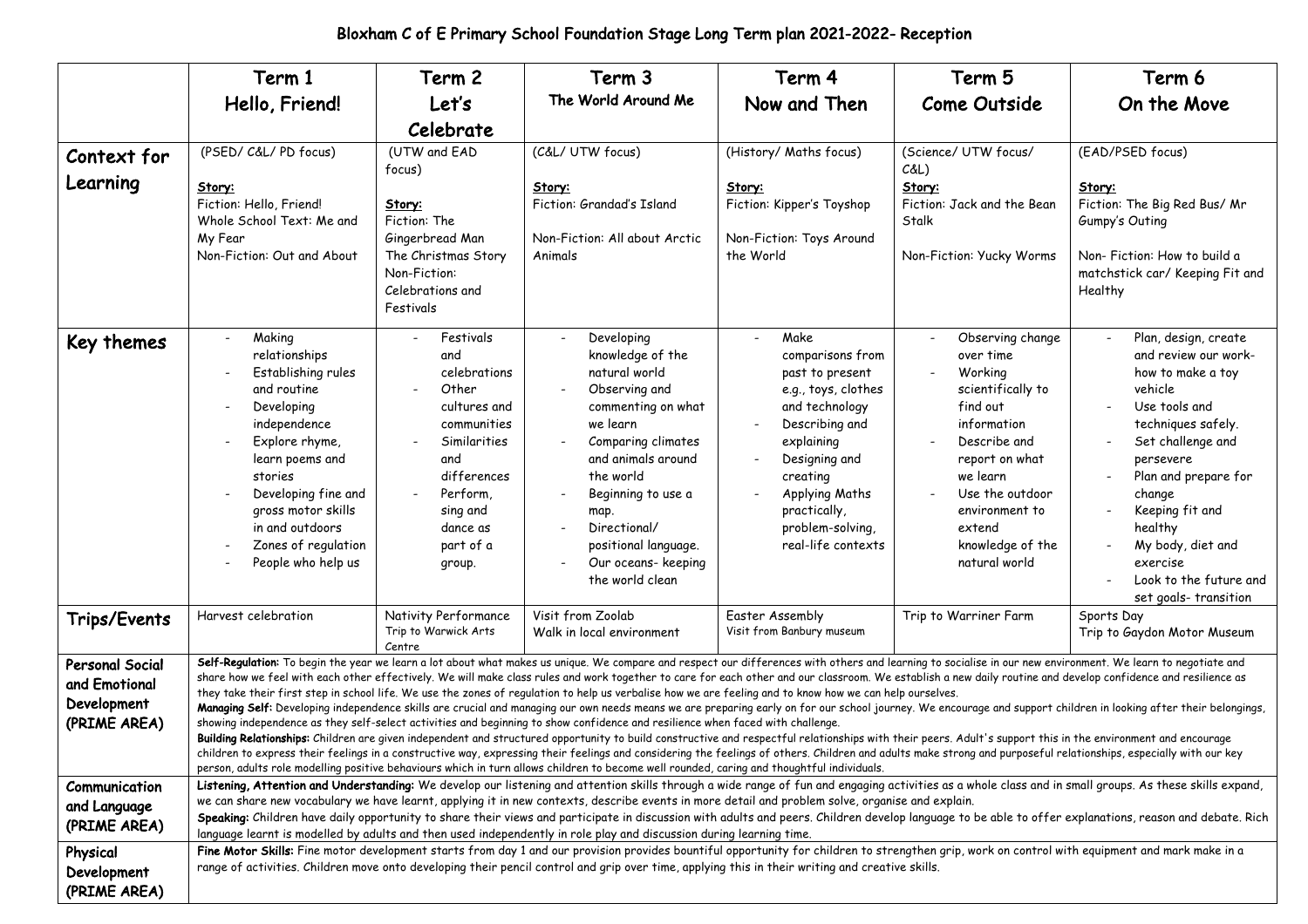# Bloxham C of E Primary School Foundation Stage Long Term plan 2021-2022- Reception

| | Term 1<br>Hello, Friend! | Term 2<br>Let's Celebrate | Term 3<br>The World Around Me | Term 4<br>Now and Then | Term 5<br>Come Outside | Term 6<br>On the Move |
|---|---|---|---|---|---|---|
| **Context for Learning** | (PSED/ C&L/ PD focus)<br><br>**Story:**<br>Fiction: Hello, Friend!<br>Whole School Text: Me and My Fear<br>Non-Fiction: Out and About | (UTW and EAD focus)<br><br>**Story:**<br>Fiction: The Gingerbread Man<br>The Christmas Story<br>Non-Fiction: Celebrations and Festivals | (C&L/ UTW focus)<br><br>**Story:**<br>Fiction: Grandad's Island<br><br>Non-Fiction: All about Arctic Animals | (History/ Maths focus)<br><br>**Story:**<br>Fiction: Kipper's Toyshop<br><br>Non-Fiction: Toys Around the World | (Science/ UTW focus/ C&L)<br>**Story:**<br>Fiction: Jack and the Bean Stalk<br><br>Non-Fiction: Yucky Worms | (EAD/PSED focus)<br><br>**Story:**<br>Fiction: The Big Red Bus/ Mr Gumpy's Outing<br><br>Non- Fiction: How to build a matchstick car/ Keeping Fit and Healthy |
| **Key themes** | - Making relationships<br>- Establishing rules and routine<br>- Developing independence<br>- Explore rhyme, learn poems and stories<br>- Developing fine and gross motor skills in and outdoors<br>- Zones of regulation<br>- People who help us | - Festivals and celebrations<br>- Other cultures and communities<br>- Similarities and differences<br>- Perform, sing and dance as part of a group. | - Developing knowledge of the natural world<br>- Observing and commenting on what we learn<br>- Comparing climates and animals around the world<br>- Beginning to use a map.<br>- Directional/ positional language.<br>- Our oceans- keeping the world clean | - Make comparisons from past to present e.g., toys, clothes and technology<br>- Describing and explaining<br>- Designing and creating<br>- Applying Maths practically, problem-solving, real-life contexts | - Observing change over time<br>- Working scientifically to find out information<br>- Describe and report on what we learn<br>- Use the outdoor environment to extend knowledge of the natural world | - Plan, design, create and review our work- how to make a toy vehicle<br>- Use tools and techniques safely.<br>- Set challenge and persevere<br>- Plan and prepare for change<br>- Keeping fit and healthy<br>- My body, diet and exercise<br>- Look to the future and set goals- transition |
| **Trips/Events** | Harvest celebration | Nativity Performance<br>Trip to Warwick Arts Centre | Visit from Zoolab<br>Walk in local environment | Easter Assembly<br>Visit from Banbury museum | Trip to Warriner Farm | Sports Day<br>Trip to Gaydon Motor Museum |
| **Personal Social and Emotional Development (PRIME AREA)** | **Self-Regulation:** To begin the year we learn a lot about what makes us unique. We compare and respect our differences with others and learning to socialise in our new environment. We learn to negotiate and share how we feel with each other effectively. We will make class rules and work together to care for each other and our classroom. We establish a new daily routine and develop confidence and resilience as they take their first step in school life. We use the zones of regulation to help us verbalise how we are feeling and to know how we can help ourselves.<br>**Managing Self:** Developing independence skills are crucial and managing our own needs means we are preparing early on for our school journey. We encourage and support children in looking after their belongings, showing independence as they self-select activities and beginning to show confidence and resilience when faced with challenge.<br>**Building Relationships:** Children are given independent and structured opportunity to build constructive and respectful relationships with their peers. Adult's support this in the environment and encourage children to express their feelings in a constructive way, expressing their feelings and considering the feelings of others. Children and adults make strong and purposeful relationships, especially with our key person, adults role modelling positive behaviours which in turn allows children to become well rounded, caring and thoughtful individuals. | | | | | |
| **Communication and Language (PRIME AREA)** | **Listening, Attention and Understanding:** We develop our listening and attention skills through a wide range of fun and engaging activities as a whole class and in small groups. As these skills expand, we can share new vocabulary we have learnt, applying it in new contexts, describe events in more detail and problem solve, organise and explain.<br>**Speaking:** Children have daily opportunity to share their views and participate in discussion with adults and peers. Children develop language to be able to offer explanations, reason and debate. Rich language learnt is modelled by adults and then used independently in role play and discussion during learning time. | | | | | |
| **Physical Development (PRIME AREA)** | **Fine Motor Skills:** Fine motor development starts from day 1 and our provision provides bountiful opportunity for children to strengthen grip, work on control with equipment and mark make in a range of activities. Children move onto developing their pencil control and grip over time, applying this in their writing and creative skills. | | | | | |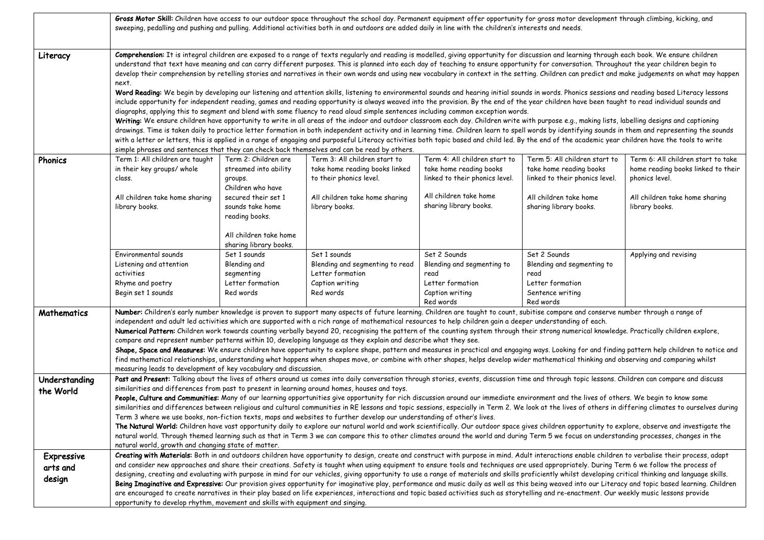| | | | | | | |
|---|---|---|---|---|---|---|
| | **Gross Motor Skill:** Children have access to our outdoor space throughout the school day. Permanent equipment offer opportunity for gross motor development through climbing, kicking, and sweeping, pedalling and pushing and pulling. Additional activities both in and outdoors are added daily in line with the children's interests and needs. | | | | | |
| **Literacy** | **Comprehension:** It is integral children are exposed to a range of texts regularly and reading is modelled, giving opportunity for discussion and learning through each book. We ensure children understand that text have meaning and can carry different purposes. This is planned into each day of teaching to ensure opportunity for conversation. Throughout the year children begin to develop their comprehension by retelling stories and narratives in their own words and using new vocabulary in context in the setting. Children can predict and make judgements on what may happen next.<br>**Word Reading:** We begin by developing our listening and attention skills, listening to environmental sounds and hearing initial sounds in words. Phonics sessions and reading based Literacy lessons include opportunity for independent reading, games and reading opportunity is always weaved into the provision. By the end of the year children have been taught to read individual sounds and diagraphs, applying this to segment and blend with some fluency to read aloud simple sentences including common exception words.<br>**Writing:** We ensure children have opportunity to write in all areas of the indoor and outdoor classroom each day. Children write with purpose e.g., making lists, labelling designs and captioning drawings. Time is taken daily to practice letter formation in both independent activity and in learning time. Children learn to spell words by identifying sounds in them and representing the sounds with a letter or letters, this is applied in a range of engaging and purposeful Literacy activities both topic based and child led. By the end of the academic year children have the tools to write simple phrases and sentences that they can check back themselves and can be read by others. | | | | | |
| **Phonics** | Term 1: All children are taught in their key groups/ whole class.<br><br>All children take home sharing library books. | Term 2: Children are streamed into ability groups.<br>Children who have secured their set 1 sounds take home reading books.<br><br>All children take home sharing library books. | Term 3: All children start to take home reading books linked to their phonics level.<br><br>All children take home sharing library books. | Term 4: All children start to take home reading books linked to their phonics level.<br><br>All children take home sharing library books. | Term 5: All children start to take home reading books linked to their phonics level.<br><br>All children take home sharing library books. | Term 6: All children start to take home reading books linked to their phonics level.<br><br>All children take home sharing library books. |
| | Environmental sounds<br>Listening and attention activities<br>Rhyme and poetry<br>Begin set 1 sounds | Set 1 sounds<br>Blending and segmenting<br>Letter formation<br>Red words | Set 1 sounds<br>Blending and segmenting to read<br>Letter formation<br>Caption writing<br>Red words | Set 2 Sounds<br>Blending and segmenting to read<br>Letter formation<br>Caption writing<br>Red words | Set 2 Sounds<br>Blending and segmenting to read<br>Letter formation<br>Sentence writing<br>Red words | Applying and revising |
| **Mathematics** | **Number:** Children's early number knowledge is proven to support many aspects of future learning. Children are taught to count, subitise compare and conserve number through a range of independent and adult led activities which are supported with a rich range of mathematical resources to help children gain a deeper understanding of each.<br>**Numerical Pattern:** Children work towards counting verbally beyond 20, recognising the pattern of the counting system through their strong numerical knowledge. Practically children explore, compare and represent number patterns within 10, developing language as they explain and describe what they see.<br>**Shape, Space and Measures:** We ensure children have opportunity to explore shape, pattern and measures in practical and engaging ways. Looking for and finding pattern help children to notice and find mathematical relationships, understanding what happens when shapes move, or combine with other shapes, helps develop wider mathematical thinking and observing and comparing whilst measuring leads to development of key vocabulary and discussion. | | | | | |
| **Understanding the World** | **Past and Present:** Talking about the lives of others around us comes into daily conversation through stories, events, discussion time and through topic lessons. Children can compare and discuss similarities and differences from past to present in learning around homes, houses and toys.<br>**People, Culture and Communities:** Many of our learning opportunities give opportunity for rich discussion around our immediate environment and the lives of others. We begin to know some similarities and differences between religious and cultural communities in RE lessons and topic sessions, especially in Term 2. We look at the lives of others in differing climates to ourselves during Term 3 where we use books, non-fiction texts, maps and websites to further develop our understanding of other's lives.<br>**The Natural World:** Children have vast opportunity daily to explore our natural world and work scientifically. Our outdoor space gives children opportunity to explore, observe and investigate the natural world. Through themed learning such as that in Term 3 we can compare this to other climates around the world and during Term 5 we focus on understanding processes, changes in the natural world, growth and changing state of matter. | | | | | |
| **Expressive arts and design** | **Creating with Materials:** Both in and outdoors children have opportunity to design, create and construct with purpose in mind. Adult interactions enable children to verbalise their process, adapt and consider new approaches and share their creations. Safety is taught when using equipment to ensure tools and techniques are used appropriately. During Term 6 we follow the process of designing, creating and evaluating with purpose in mind for our vehicles, giving opportunity to use a range of materials and skills proficiently whilst developing critical thinking and language skills.<br>**Being Imaginative and Expressive:** Our provision gives opportunity for imaginative play, performance and music daily as well as this being weaved into our Literacy and topic based learning. Children are encouraged to create narratives in their play based on life experiences, interactions and topic based activities such as storytelling and re-enactment. Our weekly music lessons provide opportunity to develop rhythm, movement and skills with equipment and singing. | | | | | |